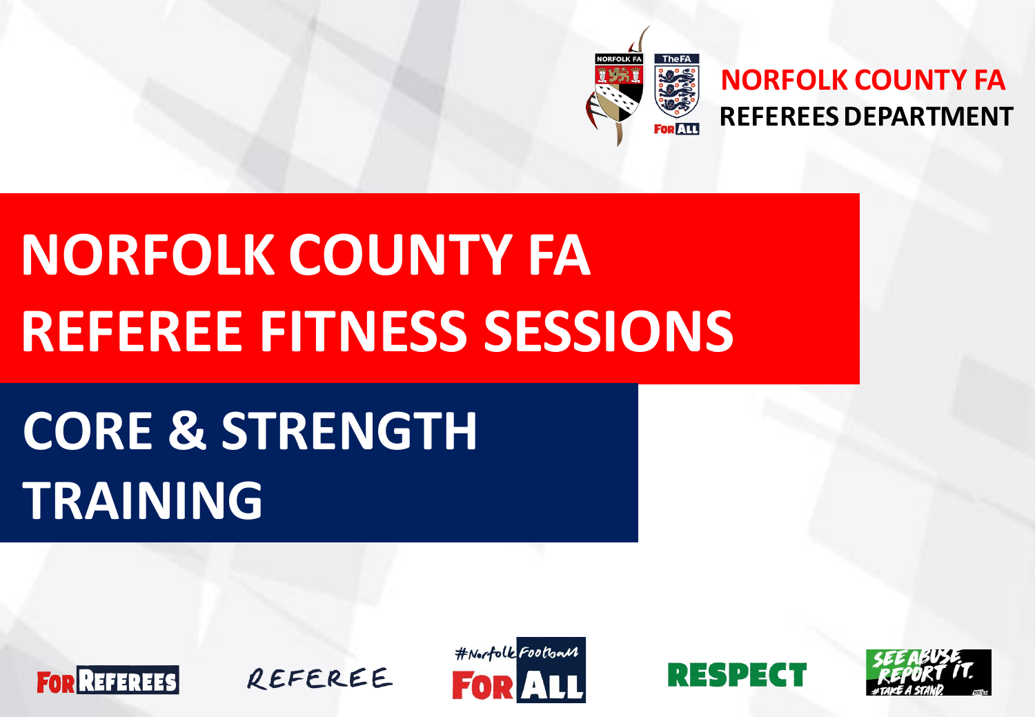NORFOLK COUNTY FA
REFEREES DEPARTMENT

# NORFOLK COUNTY FA REFEREE FITNESS SESSIONS

## CORE & STRENGTH TRAINING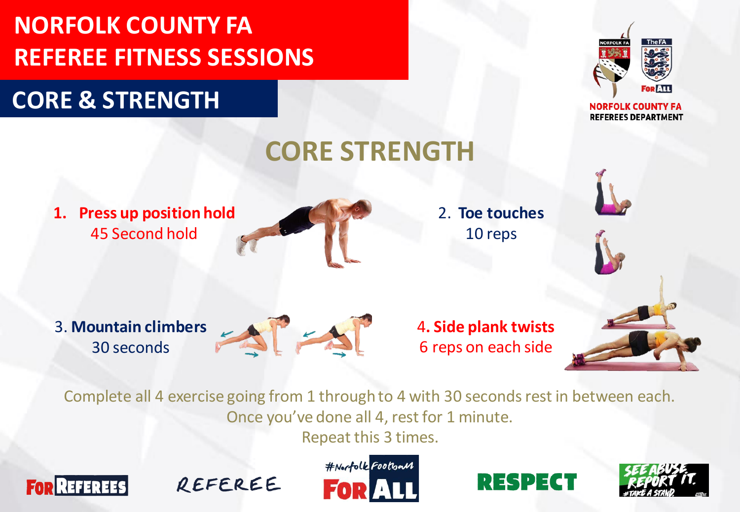# NORFOLK COUNTY FA REFEREE FITNESS SESSIONS

## CORE & STRENGTH

NORFOLK COUNTY FA
REFEREES DEPARTMENT

## CORE STRENGTH

1. **Press up position hold**
   45 Second hold

2. **Toe touches**
   10 reps

3. **Mountain climbers**
   30 seconds

4. **Side plank twists**
   6 reps on each side

Complete all 4 exercise going from 1 through to 4 with 30 seconds rest in between each.
Once you've done all 4, rest for 1 minute.
Repeat this 3 times.

FOR REFEREES | REFEREE | #NorfolkFootball FOR ALL | RESPECT | SEE ABUSE REPORT IT. #TAKE A STAND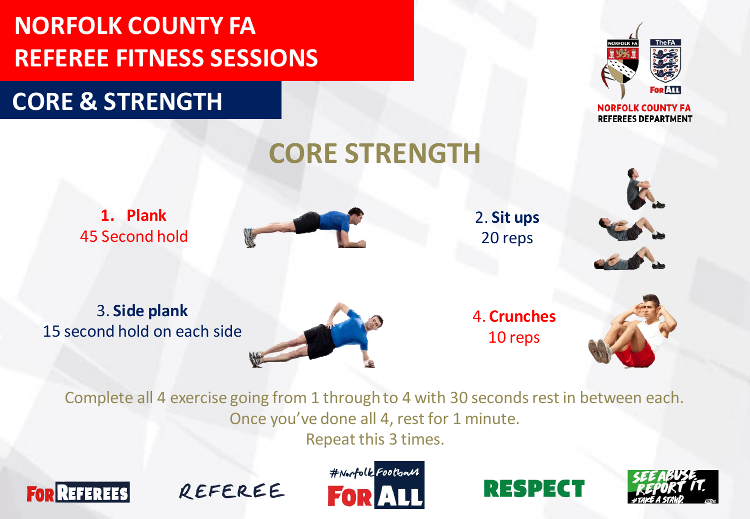# NORFOLK COUNTY FA REFEREE FITNESS SESSIONS

## CORE & STRENGTH

NORFOLK COUNTY FA
REFEREES DEPARTMENT

## CORE STRENGTH

1. **Plank**
45 Second hold

2. **Sit ups**
20 reps

3. **Side plank**
15 second hold on each side

4. **Crunches**
10 reps

Complete all 4 exercise going from 1 through to 4 with 30 seconds rest in between each.
Once you've done all 4, rest for 1 minute.
Repeat this 3 times.

FOR REFEREES REFEREE #NorfolkFootball FOR ALL RESPECT SEE ABUSE REPORT IT. #TAKE A STAND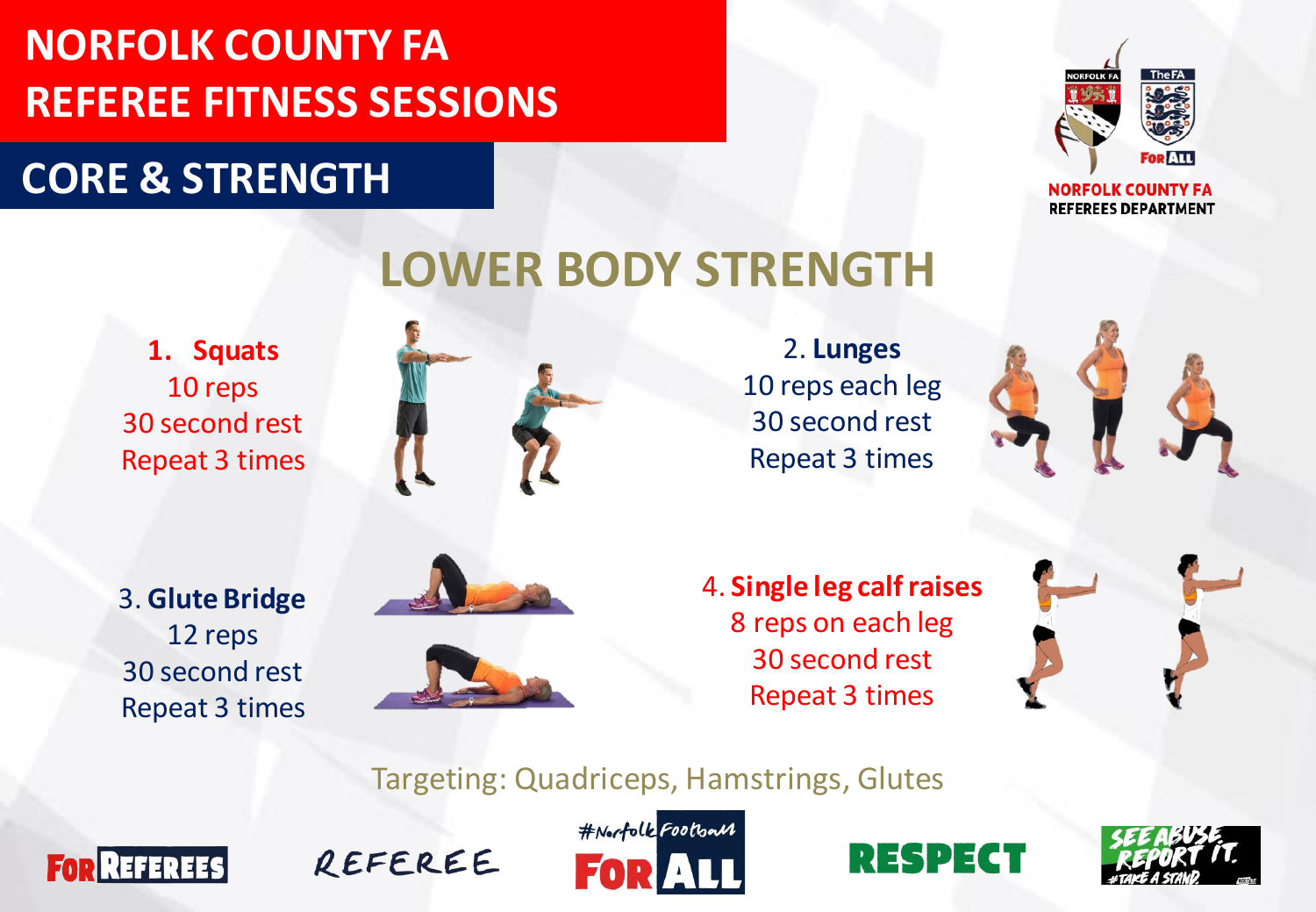# NORFOLK COUNTY FA REFEREE FITNESS SESSIONS

## CORE & STRENGTH

NORFOLK COUNTY FA
REFEREES DEPARTMENT

## LOWER BODY STRENGTH

1. **Squats**
10 reps
30 second rest
Repeat 3 times

2. **Lunges**
10 reps each leg
30 second rest
Repeat 3 times

3. **Glute Bridge**
12 reps
30 second rest
Repeat 3 times

4. **Single leg calf raises**
8 reps on each leg
30 second rest
Repeat 3 times

Targeting: Quadriceps, Hamstrings, Glutes

FOR REFEREES | REFEREE | #NorfolkFootball FOR ALL | RESPECT | SEE ABUSE REPORT IT. #TAKE A STAND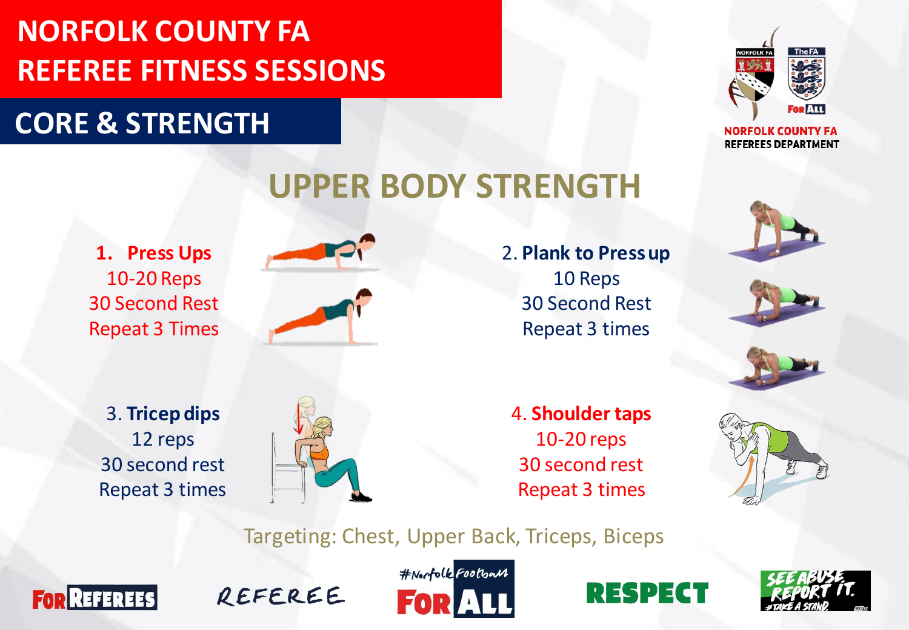# NORFOLK COUNTY FA REFEREE FITNESS SESSIONS

## CORE & STRENGTH

NORFOLK COUNTY FA
REFEREES DEPARTMENT

## UPPER BODY STRENGTH

**1. Press Ups**
10-20 Reps
30 Second Rest
Repeat 3 Times

2. **Plank to Press up**
10 Reps
30 Second Rest
Repeat 3 times

3. **Tricep dips**
12 reps
30 second rest
Repeat 3 times

4. **Shoulder taps**
10-20 reps
30 second rest
Repeat 3 times

Targeting: Chest, Upper Back, Triceps, Biceps

FOR REFEREES REFEREE #NorfolkFootball FOR ALL RESPECT SEE ABUSE REPORT IT. #TAKE A STAND